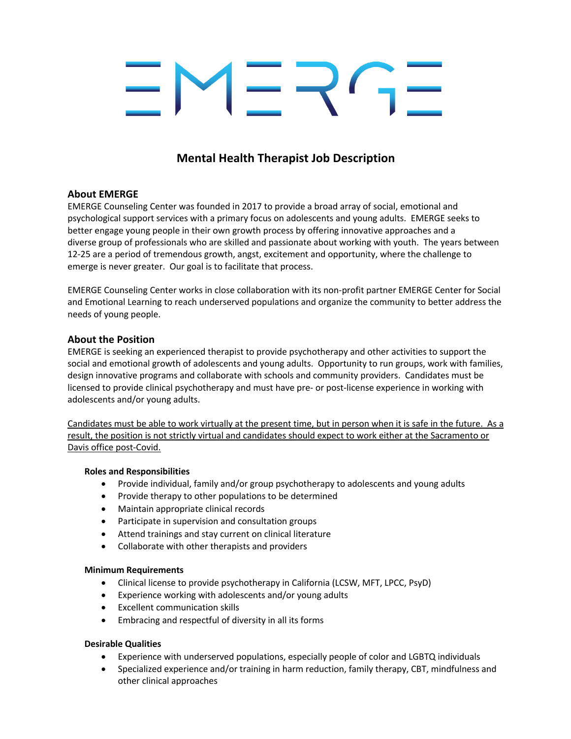# EMERGE

## Mental Health Therapist Job Description

### About EMERGE

EMERGE Counseling Center was founded in 2017 to provide a broad array of social, emotional and psychological support services with a primary focus on adolescents and young adults. EMERGE seeks to better engage young people in their own growth process by offering innovative approaches and a diverse group of professionals who are skilled and passionate about working with youth. The years between 12-25 are a period of tremendous growth, angst, excitement and opportunity, where the challenge to emerge is never greater. Our goal is to facilitate that process.

EMERGE Counseling Center works in close collaboration with its non-profit partner EMERGE Center for Social and Emotional Learning to reach underserved populations and organize the community to better address the needs of young people.

### About the Position

EMERGE is seeking an experienced therapist to provide psychotherapy and other activities to support the social and emotional growth of adolescents and young adults. Opportunity to run groups, work with families, design innovative programs and collaborate with schools and community providers. Candidates must be licensed to provide clinical psychotherapy and must have pre- or post-license experience in working with adolescents and/or young adults.

<u>Candidates must be able to work virtually at the present time, but in person when it is safe in the future. As a result, the position is not strictly virtual and candidates should expect to work either at the Sacramento or Davis office post-Covid.</u>

**Roles and Responsibilities**

- Provide individual, family and/or group psychotherapy to adolescents and young adults
- Provide therapy to other populations to be determined
- Maintain appropriate clinical records
- Participate in supervision and consultation groups
- Attend trainings and stay current on clinical literature
- Collaborate with other therapists and providers

**Minimum Requirements**

- Clinical license to provide psychotherapy in California (LCSW, MFT, LPCC, PsyD)
- Experience working with adolescents and/or young adults
- Excellent communication skills
- Embracing and respectful of diversity in all its forms

**Desirable Qualities**

- Experience with underserved populations, especially people of color and LGBTQ individuals
- Specialized experience and/or training in harm reduction, family therapy, CBT, mindfulness and other clinical approaches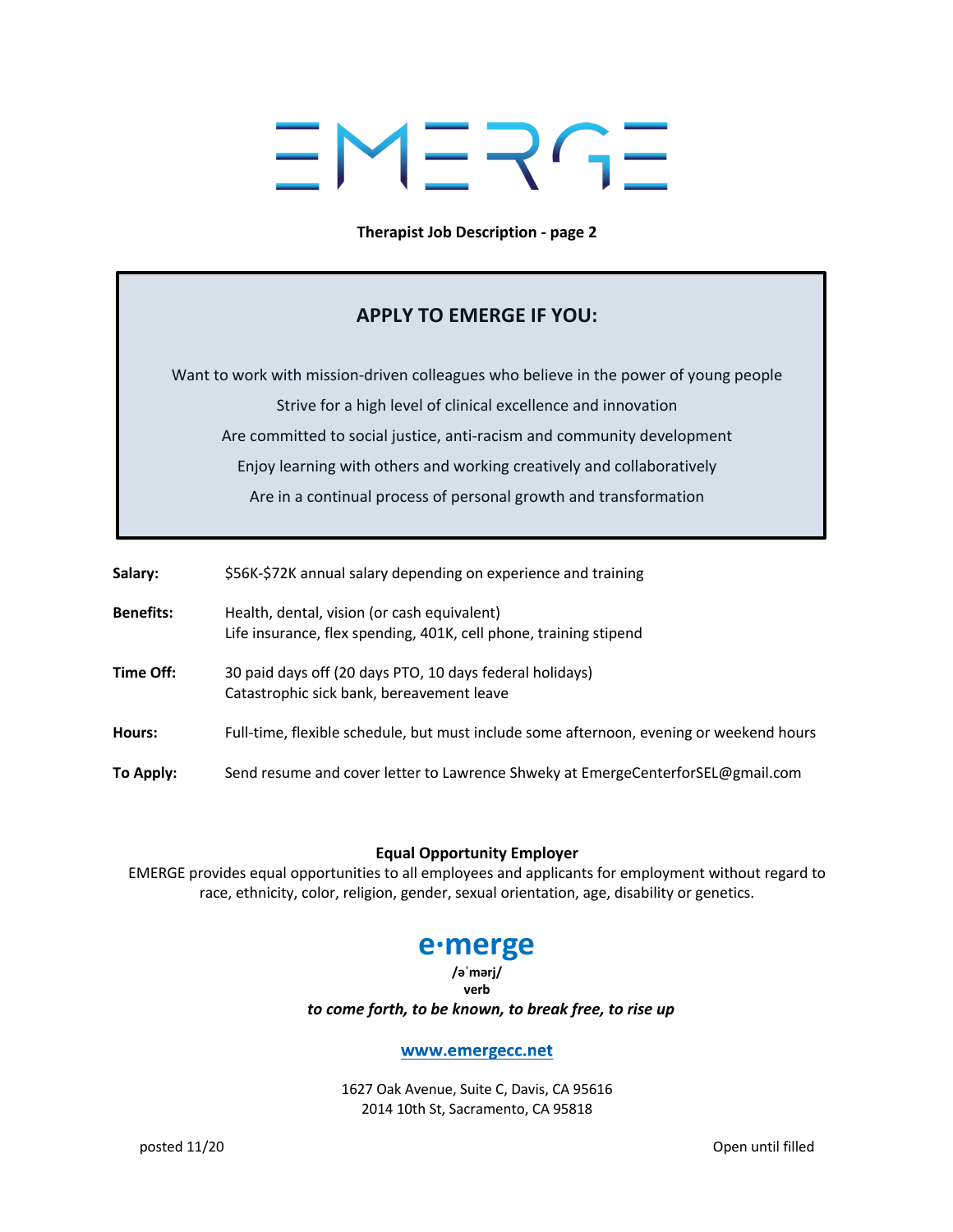# EMERGE

**Therapist Job Description - page 2**

## APPLY TO EMERGE IF YOU:

Want to work with mission-driven colleagues who believe in the power of young people

Strive for a high level of clinical excellence and innovation

Are committed to social justice, anti-racism and community development

Enjoy learning with others and working creatively and collaboratively

Are in a continual process of personal growth and transformation

| | |
|---|---|
| **Salary:** | $56K-$72K annual salary depending on experience and training |
| **Benefits:** | Health, dental, vision (or cash equivalent)<br>Life insurance, flex spending, 401K, cell phone, training stipend |
| **Time Off:** | 30 paid days off (20 days PTO, 10 days federal holidays)<br>Catastrophic sick bank, bereavement leave |
| **Hours:** | Full-time, flexible schedule, but must include some afternoon, evening or weekend hours |
| **To Apply:** | Send resume and cover letter to Lawrence Shweky at EmergeCenterforSEL@gmail.com |

**Equal Opportunity Employer**

EMERGE provides equal opportunities to all employees and applicants for employment without regard to race, ethnicity, color, religion, gender, sexual orientation, age, disability or genetics.

**e·merge**

**/əˈmərj/**

**verb**

***to come forth, to be known, to break free, to rise up***

**www.emergecc.net**

1627 Oak Avenue, Suite C, Davis, CA 95616
2014 10th St, Sacramento, CA 95818

posted 11/20

Open until filled